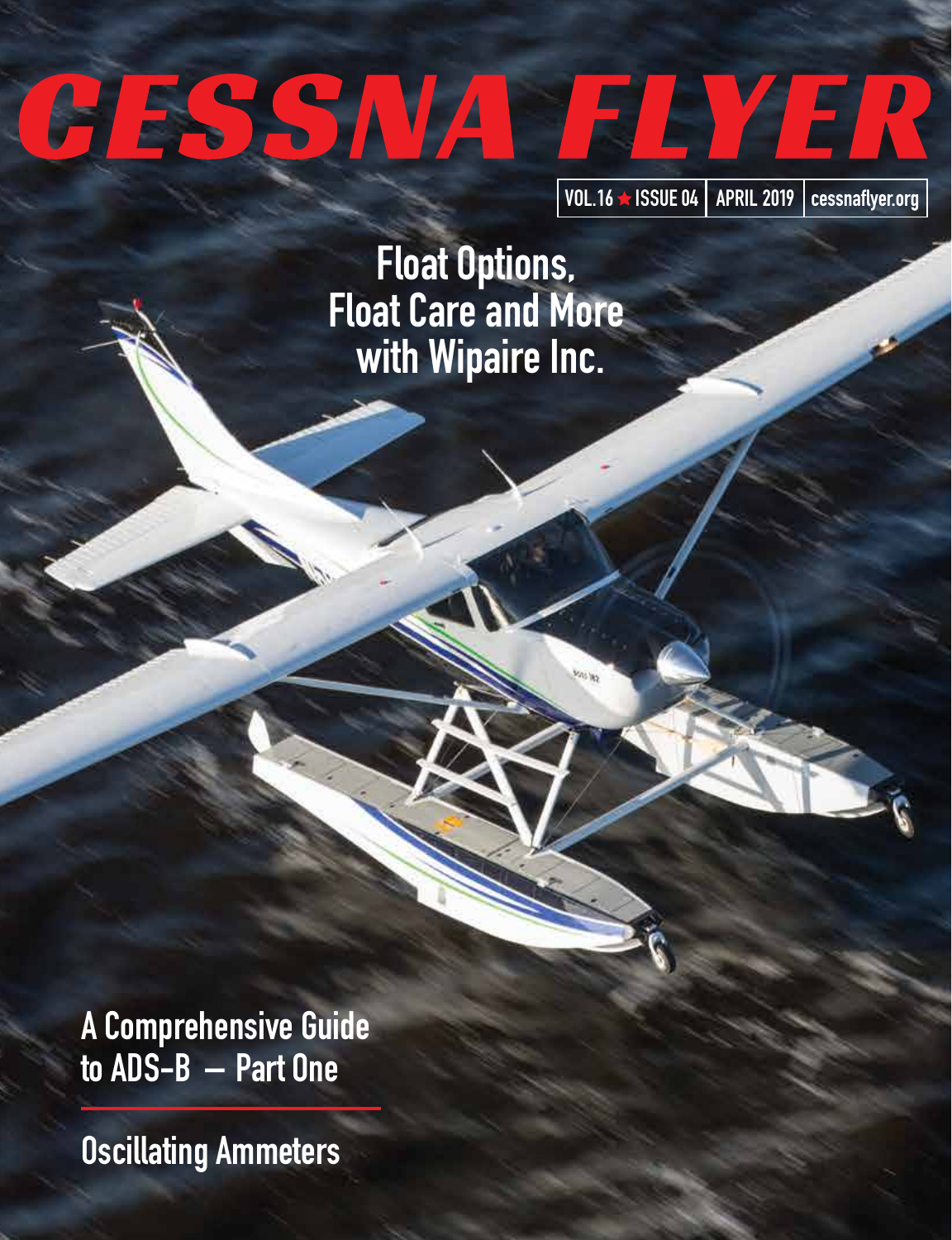# CESSNA FLYER

VOL.16 ★ ISSUE 04 | APRIL 2019 | cessnaflyer.org

## Float Options, Float Care and More with Wipaire Inc.

## A Comprehensive Guide to ADS-B – Part One

## Oscillating Ammeters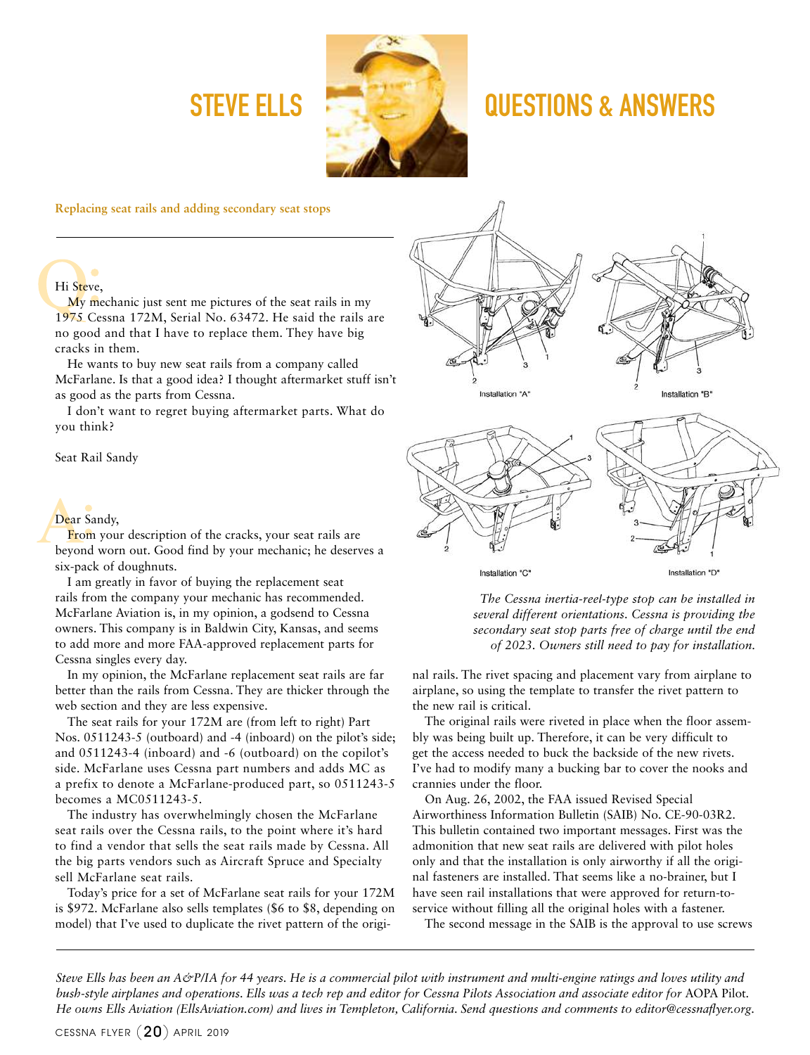# STEVE ELLS QUESTIONS & ANSWERS

**Replacing seat rails and adding secondary seat stops**

**Q:**

Hi Steve,

My mechanic just sent me pictures of the seat rails in my 1975 Cessna 172M, Serial No. 63472. He said the rails are no good and that I have to replace them. They have big cracks in them.

He wants to buy new seat rails from a company called McFarlane. Is that a good idea? I thought aftermarket stuff isn't as good as the parts from Cessna.

I don't want to regret buying aftermarket parts. What do you think?

Seat Rail Sandy

**A:**

Dear Sandy,

From your description of the cracks, your seat rails are beyond worn out. Good find by your mechanic; he deserves a six-pack of doughnuts.

I am greatly in favor of buying the replacement seat rails from the company your mechanic has recommended. McFarlane Aviation is, in my opinion, a godsend to Cessna owners. This company is in Baldwin City, Kansas, and seems to add more and more FAA-approved replacement parts for Cessna singles every day.

In my opinion, the McFarlane replacement seat rails are far better than the rails from Cessna. They are thicker through the web section and they are less expensive.

The seat rails for your 172M are (from left to right) Part Nos. 0511243-5 (outboard) and -4 (inboard) on the pilot's side; and 0511243-4 (inboard) and -6 (outboard) on the copilot's side. McFarlane uses Cessna part numbers and adds MC as a prefix to denote a McFarlane-produced part, so 0511243-5 becomes a MC0511243-5.

The industry has overwhelmingly chosen the McFarlane seat rails over the Cessna rails, to the point where it's hard to find a vendor that sells the seat rails made by Cessna. All the big parts vendors such as Aircraft Spruce and Specialty sell McFarlane seat rails.

Today's price for a set of McFarlane seat rails for your 172M is $972. McFarlane also sells templates ($6 to $8, depending on model) that I've used to duplicate the rivet pattern of the original rails. The rivet spacing and placement vary from airplane to airplane, so using the template to transfer the rivet pattern to the new rail is critical.

*The Cessna inertia-reel-type stop can be installed in several different orientations. Cessna is providing the secondary seat stop parts free of charge until the end of 2023. Owners still need to pay for installation.*

The original rails were riveted in place when the floor assembly was being built up. Therefore, it can be very difficult to get the access needed to buck the backside of the new rivets. I've had to modify many a bucking bar to cover the nooks and crannies under the floor.

On Aug. 26, 2002, the FAA issued Revised Special Airworthiness Information Bulletin (SAIB) No. CE-90-03R2. This bulletin contained two important messages. First was the admonition that new seat rails are delivered with pilot holes only and that the installation is only airworthy if all the original fasteners are installed. That seems like a no-brainer, but I have seen rail installations that were approved for return-to-service without filling all the original holes with a fastener.

The second message in the SAIB is the approval to use screws

---

*Steve Ells has been an A&P/IA for 44 years. He is a commercial pilot with instrument and multi-engine ratings and loves utility and bush-style airplanes and operations. Ells was a tech rep and editor for Cessna Pilots Association and associate editor for* AOPA Pilot. *He owns Ells Aviation (EllsAviation.com) and lives in Templeton, California. Send questions and comments to editor@cessnaflyer.org.*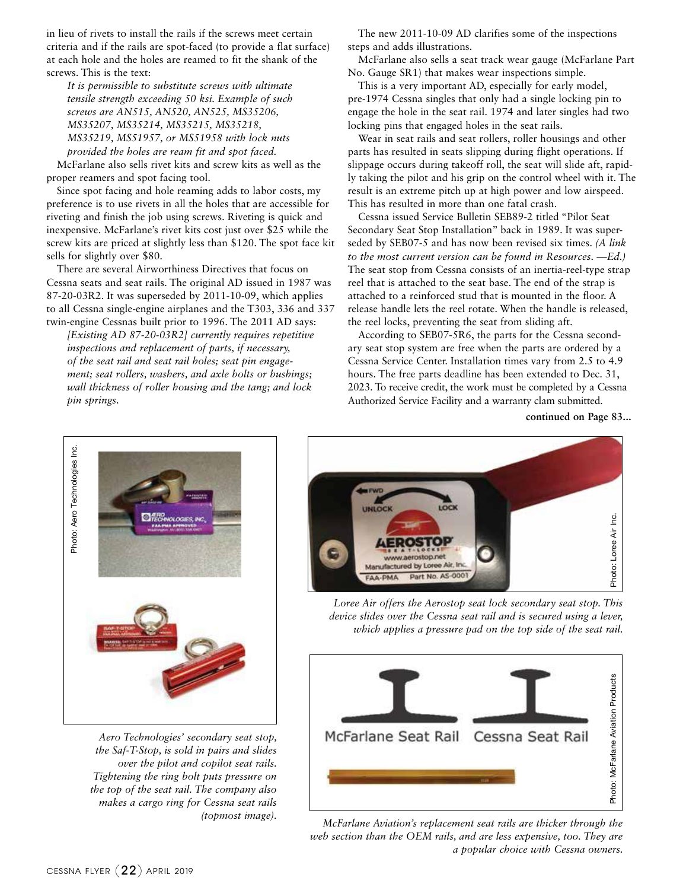in lieu of rivets to install the rails if the screws meet certain criteria and if the rails are spot-faced (to provide a flat surface) at each hole and the holes are reamed to fit the shank of the screws. This is the text:

*It is permissible to substitute screws with ultimate tensile strength exceeding 50 ksi. Example of such screws are AN515, AN520, AN525, MS35206, MS35207, MS35214, MS35215, MS35218, MS35219, MS51957, or MS51958 with lock nuts provided the holes are ream fit and spot faced.*

McFarlane also sells rivet kits and screw kits as well as the proper reamers and spot facing tool.

Since spot facing and hole reaming adds to labor costs, my preference is to use rivets in all the holes that are accessible for riveting and finish the job using screws. Riveting is quick and inexpensive. McFarlane's rivet kits cost just over $25 while the screw kits are priced at slightly less than $120. The spot face kit sells for slightly over $80.

There are several Airworthiness Directives that focus on Cessna seats and seat rails. The original AD issued in 1987 was 87-20-03R2. It was superseded by 2011-10-09, which applies to all Cessna single-engine airplanes and the T303, 336 and 337 twin-engine Cessnas built prior to 1996. The 2011 AD says:

*[Existing AD 87-20-03R2] currently requires repetitive inspections and replacement of parts, if necessary, of the seat rail and seat rail holes; seat pin engagement; seat rollers, washers, and axle bolts or bushings; wall thickness of roller housing and the tang; and lock pin springs.*

The new 2011-10-09 AD clarifies some of the inspections steps and adds illustrations.

McFarlane also sells a seat track wear gauge (McFarlane Part No. Gauge SR1) that makes wear inspections simple.

This is a very important AD, especially for early model, pre-1974 Cessna singles that only had a single locking pin to engage the hole in the seat rail. 1974 and later singles had two locking pins that engaged holes in the seat rails.

Wear in seat rails and seat rollers, roller housings and other parts has resulted in seats slipping during flight operations. If slippage occurs during takeoff roll, the seat will slide aft, rapidly taking the pilot and his grip on the control wheel with it. The result is an extreme pitch up at high power and low airspeed. This has resulted in more than one fatal crash.

Cessna issued Service Bulletin SEB89-2 titled "Pilot Seat Secondary Seat Stop Installation" back in 1989. It was superseded by SEB07-5 and has now been revised six times. *(A link to the most current version can be found in Resources. —Ed.)* The seat stop from Cessna consists of an inertia-reel-type strap reel that is attached to the seat base. The end of the strap is attached to a reinforced stud that is mounted in the floor. A release handle lets the reel rotate. When the handle is released, the reel locks, preventing the seat from sliding aft.

According to SEB07-5R6, the parts for the Cessna secondary seat stop system are free when the parts are ordered by a Cessna Service Center. Installation times vary from 2.5 to 4.9 hours. The free parts deadline has been extended to Dec. 31, 2023. To receive credit, the work must be completed by a Cessna Authorized Service Facility and a warranty clam submitted.

**continued on Page 83...**

Photo: Aero Technologies Inc.

*Aero Technologies' secondary seat stop, the Saf-T-Stop, is sold in pairs and slides over the pilot and copilot seat rails. Tightening the ring bolt puts pressure on the top of the seat rail. The company also makes a cargo ring for Cessna seat rails (topmost image).*

Photo: Loree Air Inc.

*Loree Air offers the Aerostop seat lock secondary seat stop. This device slides over the Cessna seat rail and is secured using a lever, which applies a pressure pad on the top side of the seat rail.*

Photo: McFarlane Aviation Products

*McFarlane Aviation's replacement seat rails are thicker through the web section than the OEM rails, and are less expensive, too. They are a popular choice with Cessna owners.*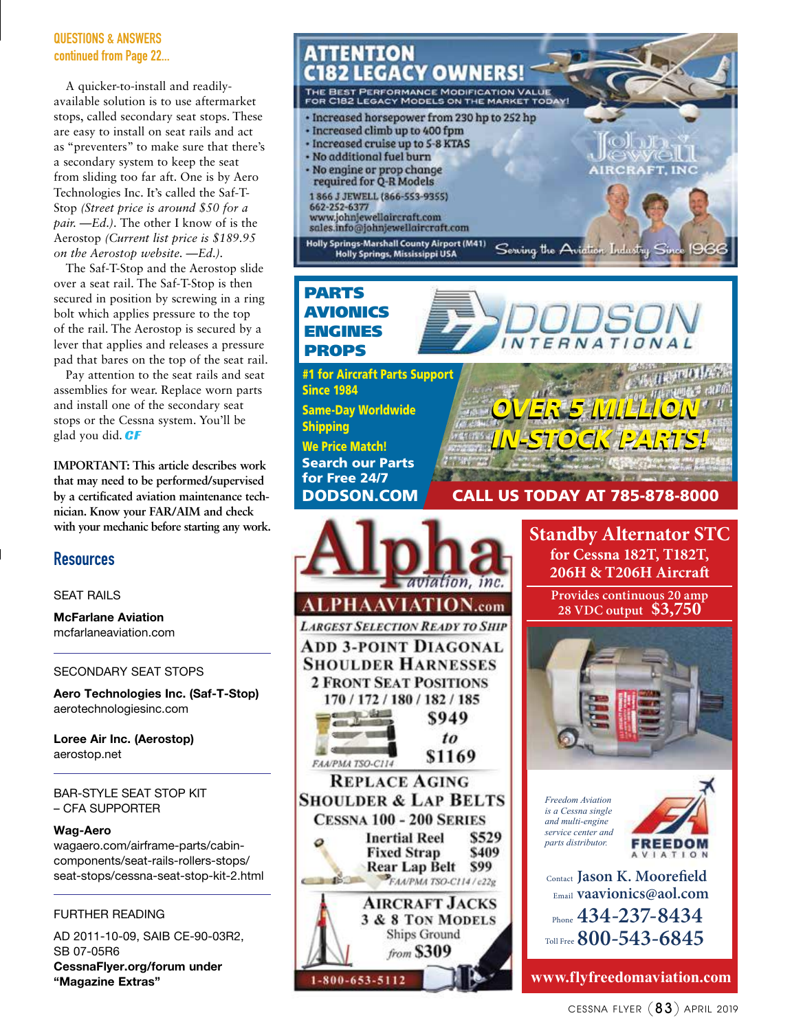QUESTIONS & ANSWERS
continued from Page 22...

A quicker-to-install and readily-available solution is to use aftermarket stops, called secondary seat stops. These are easy to install on seat rails and act as "preventers" to make sure that there's a secondary system to keep the seat from sliding too far aft. One is by Aero Technologies Inc. It's called the Saf-T-Stop *(Street price is around $50 for a pair. —Ed.)*. The other I know of is the Aerostop *(Current list price is $189.95 on the Aerostop website. —Ed.)*.

The Saf-T-Stop and the Aerostop slide over a seat rail. The Saf-T-Stop is then secured in position by screwing in a ring bolt which applies pressure to the top of the rail. The Aerostop is secured by a lever that applies and releases a pressure pad that bares on the top of the seat rail.

Pay attention to the seat rails and seat assemblies for wear. Replace worn parts and install one of the secondary seat stops or the Cessna system. You'll be glad you did. *CF*

**IMPORTANT: This article describes work that may need to be performed/supervised by a certificated aviation maintenance technician. Know your FAR/AIM and check with your mechanic before starting any work.**

## Resources

SEAT RAILS

**McFarlane Aviation**
mcfarlaneaviation.com

SECONDARY SEAT STOPS

**Aero Technologies Inc. (Saf-T-Stop)**
aerotechnologiesinc.com

**Loree Air Inc. (Aerostop)**
aerostop.net

BAR-STYLE SEAT STOP KIT – CFA SUPPORTER

**Wag-Aero**
wagaero.com/airframe-parts/cabin-components/seat-rails-rollers-stops/seat-stops/cessna-seat-stop-kit-2.html

FURTHER READING

AD 2011-10-09, SAIB CE-90-03R2, SB 07-05R6
**CessnaFlyer.org/forum under "Magazine Extras"**

---

**ATTENTION C182 LEGACY OWNERS!**
THE BEST PERFORMANCE MODIFICATION VALUE FOR C182 LEGACY MODELS ON THE MARKET TODAY!
- Increased horsepower from 230 hp to 252 hp
- Increased climb up to 400 fpm
- Increased cruise up to 5-8 KTAS
- No additional fuel burn
- No engine or prop change required for Q-R Models

1 866 J JEWELL (866-553-9355)
662-252-6377
www.johnjewellaircraft.com
sales.info@johnjewellaircraft.com
John Jewell Aircraft, Inc
Holly Springs-Marshall County Airport (M41) Holly Springs, Mississippi USA
Serving the Aviation Industry Since 1966

---

**PARTS AVIONICS ENGINES PROPS**
DODSON INTERNATIONAL
#1 for Aircraft Parts Support Since 1984
Same-Day Worldwide Shipping
We Price Match!
Search our Parts for Free 24/7
DODSON.COM
OVER 5 MILLION IN-STOCK PARTS!
CALL US TODAY AT 785-878-8000

---

**Alpha aviation, inc.**
ALPHAAVIATION.com
LARGEST SELECTION READY TO SHIP
ADD 3-POINT DIAGONAL SHOULDER HARNESSES
2 FRONT SEAT POSITIONS
170 / 172 / 180 / 182 / 185
$949 to $1169
FAA/PMA TSO-C114
REPLACE AGING SHOULDER & LAP BELTS
CESSNA 100 - 200 SERIES
Inertial Reel $529
Fixed Strap $409
Rear Lap Belt $99
FAA/PMA TSO-C114 / c22g
AIRCRAFT JACKS
3 & 8 TON MODELS
Ships Ground
from $309
1-800-653-5112

---

**Standby Alternator STC for Cessna 182T, T182T, 206H & T206H Aircraft**
Provides continuous 20 amp 28 VDC output $3,750

*Freedom Aviation is a Cessna single and multi-engine service center and parts distributor.*
FREEDOM AVIATION
Contact Jason K. Moorefield
Email vaavionics@aol.com
Phone 434-237-8434
Toll Free 800-543-6845
www.flyfreedomaviation.com